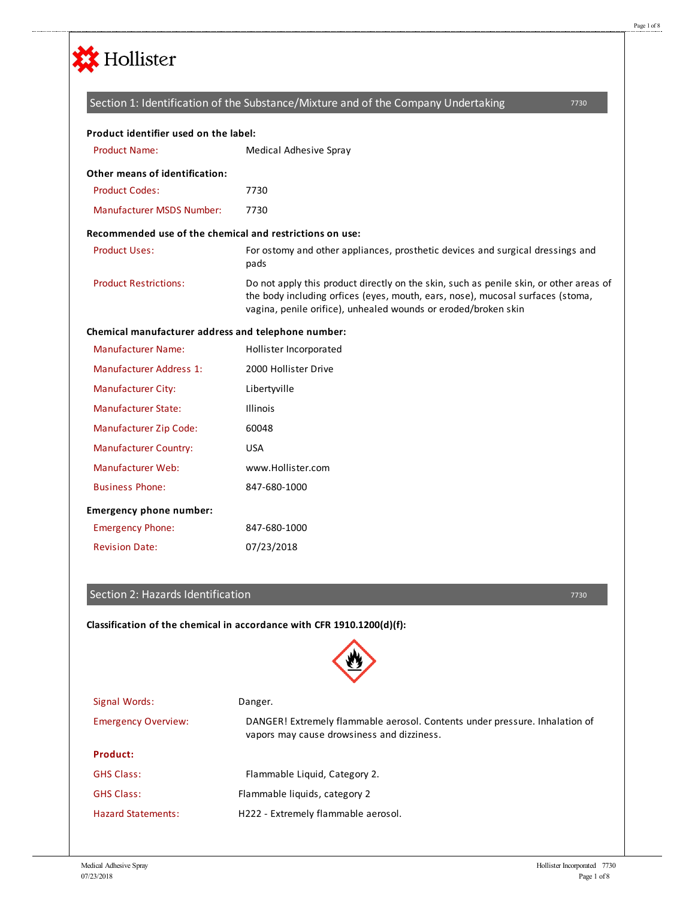Hollister

## Section 1: Identification of the Substance/Mixture and of the Company Undertaking

7730

**Product identifier used on the label:**

| | |
|---|---|
| Product Name: | Medical Adhesive Spray |

**Other means of identification:**

| | |
|---|---|
| Product Codes: | 7730 |
| Manufacturer MSDS Number: | 7730 |

**Recommended use of the chemical and restrictions on use:**

| | |
|---|---|
| Product Uses: | For ostomy and other appliances, prosthetic devices and surgical dressings and pads |
| Product Restrictions: | Do not apply this product directly on the skin, such as penile skin, or other areas of the body including orfices (eyes, mouth, ears, nose), mucosal surfaces (stoma, vagina, penile orifice), unhealed wounds or eroded/broken skin |

**Chemical manufacturer address and telephone number:**

| | |
|---|---|
| Manufacturer Name: | Hollister Incorporated |
| Manufacturer Address 1: | 2000 Hollister Drive |
| Manufacturer City: | Libertyville |
| Manufacturer State: | Illinois |
| Manufacturer Zip Code: | 60048 |
| Manufacturer Country: | USA |
| Manufacturer Web: | www.Hollister.com |
| Business Phone: | 847-680-1000 |

**Emergency phone number:**

| | |
|---|---|
| Emergency Phone: | 847-680-1000 |
| Revision Date: | 07/23/2018 |

## Section 2: Hazards Identification

7730

**Classification of the chemical in accordance with CFR 1910.1200(d)(f):**

| | |
|---|---|
| Signal Words: | Danger. |
| Emergency Overview: | DANGER! Extremely flammable aerosol. Contents under pressure. Inhalation of vapors may cause drowsiness and dizziness. |

**Product:**

| | |
|---|---|
| GHS Class: | Flammable Liquid, Category 2. |
| GHS Class: | Flammable liquids, category 2 |
| Hazard Statements: | H222 - Extremely flammable aerosol. |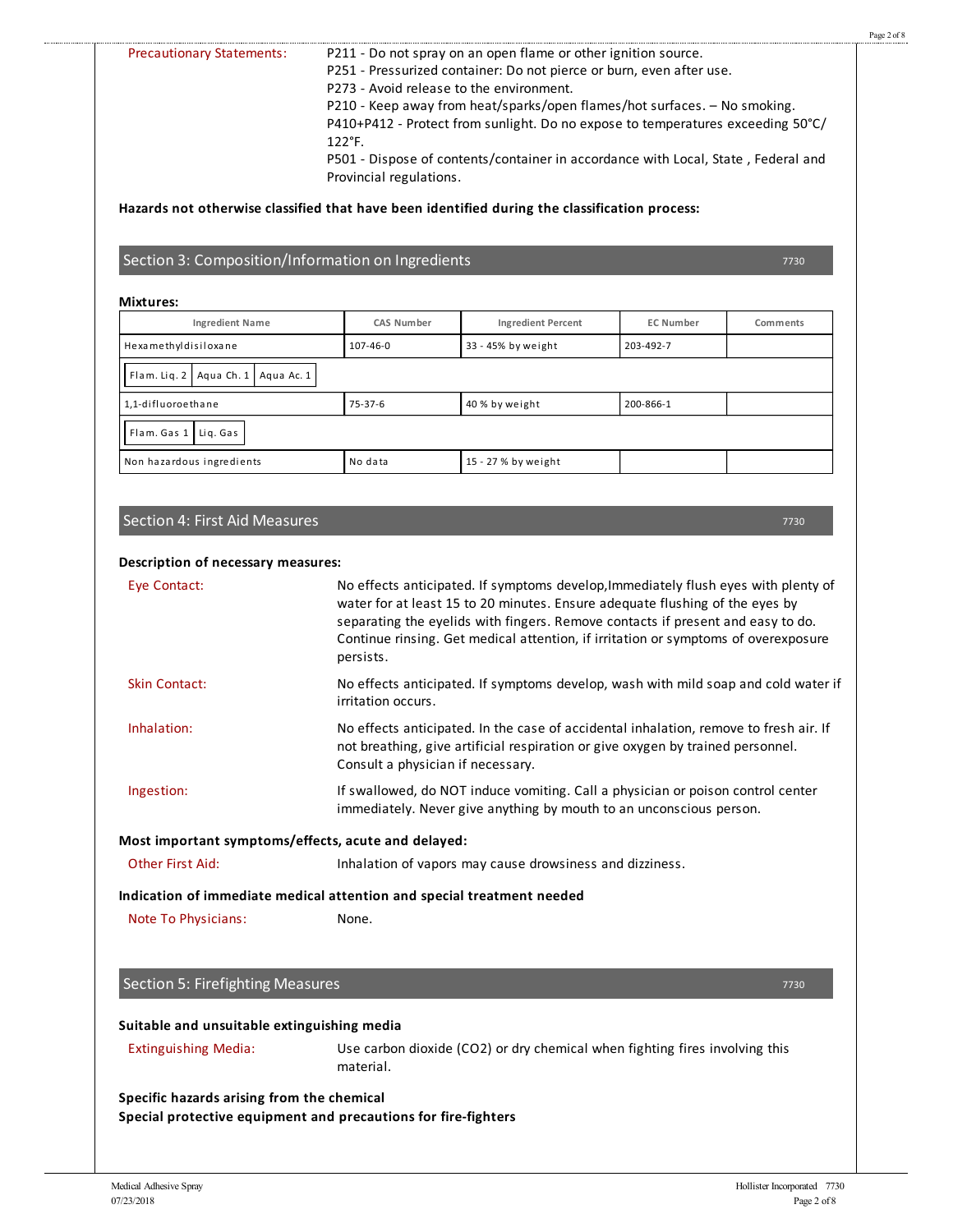**Precautionary Statements:**

P211 - Do not spray on an open flame or other ignition source.
P251 - Pressurized container: Do not pierce or burn, even after use.
P273 - Avoid release to the environment.
P210 - Keep away from heat/sparks/open flames/hot surfaces. – No smoking.
P410+P412 - Protect from sunlight. Do no expose to temperatures exceeding 50°C/ 122°F.
P501 - Dispose of contents/container in accordance with Local, State , Federal and Provincial regulations.

**Hazards not otherwise classified that have been identified during the classification process:**

## Section 3: Composition/Information on Ingredients

**Mixtures:**

| Ingredient Name | CAS Number | Ingredient Percent | EC Number | Comments |
|---|---|---|---|---|
| Hexamethyldisiloxane | 107-46-0 | 33 - 45% by weight | 203-492-7 | |
| Flam. Liq. 2 / Aqua Ch. 1 / Aqua Ac. 1 | | | | |
| 1,1-difluoroethane | 75-37-6 | 40 % by weight | 200-866-1 | |
| Flam. Gas 1 / Liq. Gas | | | | |
| Non hazardous ingredients | No data | 15 - 27 % by weight | | |

## Section 4: First Aid Measures

**Description of necessary measures:**

**Eye Contact:** No effects anticipated. If symptoms develop,Immediately flush eyes with plenty of water for at least 15 to 20 minutes. Ensure adequate flushing of the eyes by separating the eyelids with fingers. Remove contacts if present and easy to do. Continue rinsing. Get medical attention, if irritation or symptoms of overexposure persists.

**Skin Contact:** No effects anticipated. If symptoms develop, wash with mild soap and cold water if irritation occurs.

**Inhalation:** No effects anticipated. In the case of accidental inhalation, remove to fresh air. If not breathing, give artificial respiration or give oxygen by trained personnel. Consult a physician if necessary.

**Ingestion:** If swallowed, do NOT induce vomiting. Call a physician or poison control center immediately. Never give anything by mouth to an unconscious person.

**Most important symptoms/effects, acute and delayed:**

**Other First Aid:** Inhalation of vapors may cause drowsiness and dizziness.

**Indication of immediate medical attention and special treatment needed**

**Note To Physicians:** None.

## Section 5: Firefighting Measures

**Suitable and unsuitable extinguishing media**

**Extinguishing Media:** Use carbon dioxide ($CO_2$) or dry chemical when fighting fires involving this material.

**Specific hazards arising from the chemical**

**Special protective equipment and precautions for fire-fighters**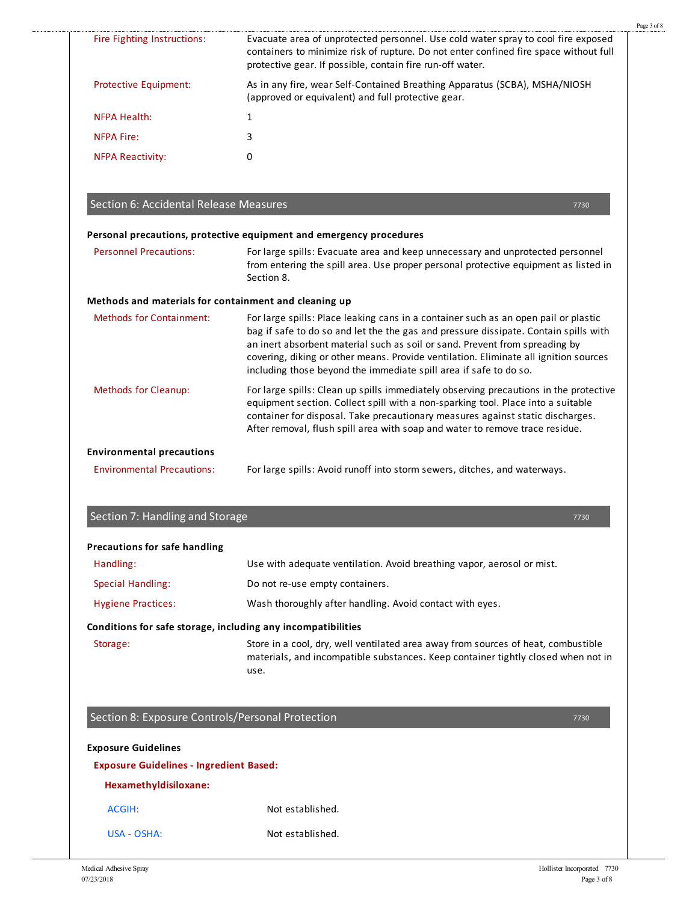Fire Fighting Instructions: Evacuate area of unprotected personnel. Use cold water spray to cool fire exposed containers to minimize risk of rupture. Do not enter confined fire space without full protective gear. If possible, contain fire run-off water.

Protective Equipment: As in any fire, wear Self-Contained Breathing Apparatus (SCBA), MSHA/NIOSH (approved or equivalent) and full protective gear.

NFPA Health: 1

NFPA Fire: 3

NFPA Reactivity: 0

## Section 6: Accidental Release Measures

7730

**Personal precautions, protective equipment and emergency procedures**

Personnel Precautions: For large spills: Evacuate area and keep unnecessary and unprotected personnel from entering the spill area. Use proper personal protective equipment as listed in Section 8.

**Methods and materials for containment and cleaning up**

Methods for Containment: For large spills: Place leaking cans in a container such as an open pail or plastic bag if safe to do so and let the the gas and pressure dissipate. Contain spills with an inert absorbent material such as soil or sand. Prevent from spreading by covering, diking or other means. Provide ventilation. Eliminate all ignition sources including those beyond the immediate spill area if safe to do so.

Methods for Cleanup: For large spills: Clean up spills immediately observing precautions in the protective equipment section. Collect spill with a non-sparking tool. Place into a suitable container for disposal. Take precautionary measures against static discharges. After removal, flush spill area with soap and water to remove trace residue.

**Environmental precautions**

Environmental Precautions: For large spills: Avoid runoff into storm sewers, ditches, and waterways.

## Section 7: Handling and Storage

7730

**Precautions for safe handling**

Handling: Use with adequate ventilation. Avoid breathing vapor, aerosol or mist.

Special Handling: Do not re-use empty containers.

Hygiene Practices: Wash thoroughly after handling. Avoid contact with eyes.

**Conditions for safe storage, including any incompatibilities**

Storage: Store in a cool, dry, well ventilated area away from sources of heat, combustible materials, and incompatible substances. Keep container tightly closed when not in use.

## Section 8: Exposure Controls/Personal Protection

7730

**Exposure Guidelines**

**Exposure Guidelines - Ingredient Based:**

**Hexamethyldisiloxane:**

ACGIH: Not established.

USA - OSHA: Not established.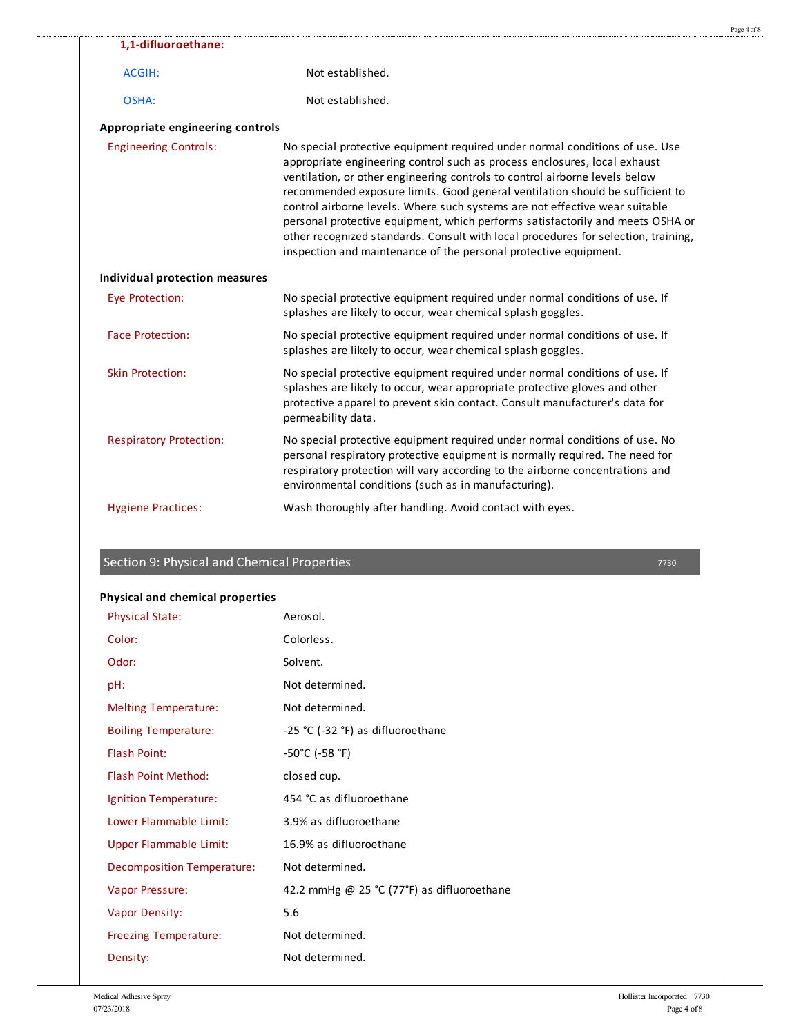**1,1-difluoroethane:**

| | |
|---|---|
| ACGIH: | Not established. |
| OSHA: | Not established. |

**Appropriate engineering controls**

| | |
|---|---|
| Engineering Controls: | No special protective equipment required under normal conditions of use. Use appropriate engineering control such as process enclosures, local exhaust ventilation, or other engineering controls to control airborne levels below recommended exposure limits. Good general ventilation should be sufficient to control airborne levels. Where such systems are not effective wear suitable personal protective equipment, which performs satisfactorily and meets OSHA or other recognized standards. Consult with local procedures for selection, training, inspection and maintenance of the personal protective equipment. |

**Individual protection measures**

| | |
|---|---|
| Eye Protection: | No special protective equipment required under normal conditions of use. If splashes are likely to occur, wear chemical splash goggles. |
| Face Protection: | No special protective equipment required under normal conditions of use. If splashes are likely to occur, wear chemical splash goggles. |
| Skin Protection: | No special protective equipment required under normal conditions of use. If splashes are likely to occur, wear appropriate protective gloves and other protective apparel to prevent skin contact. Consult manufacturer's data for permeability data. |
| Respiratory Protection: | No special protective equipment required under normal conditions of use. No personal respiratory protective equipment is normally required. The need for respiratory protection will vary according to the airborne concentrations and environmental conditions (such as in manufacturing). |
| Hygiene Practices: | Wash thoroughly after handling. Avoid contact with eyes. |

## Section 9: Physical and Chemical Properties

7730

**Physical and chemical properties**

| | |
|---|---|
| Physical State: | Aerosol. |
| Color: | Colorless. |
| Odor: | Solvent. |
| pH: | Not determined. |
| Melting Temperature: | Not determined. |
| Boiling Temperature: | -25 °C (-32 °F) as difluoroethane |
| Flash Point: | -50°C (-58 °F) |
| Flash Point Method: | closed cup. |
| Ignition Temperature: | 454 °C as difluoroethane |
| Lower Flammable Limit: | 3.9% as difluoroethane |
| Upper Flammable Limit: | 16.9% as difluoroethane |
| Decomposition Temperature: | Not determined. |
| Vapor Pressure: | 42.2 mmHg @ 25 °C (77°F) as difluoroethane |
| Vapor Density: | 5.6 |
| Freezing Temperature: | Not determined. |
| Density: | Not determined. |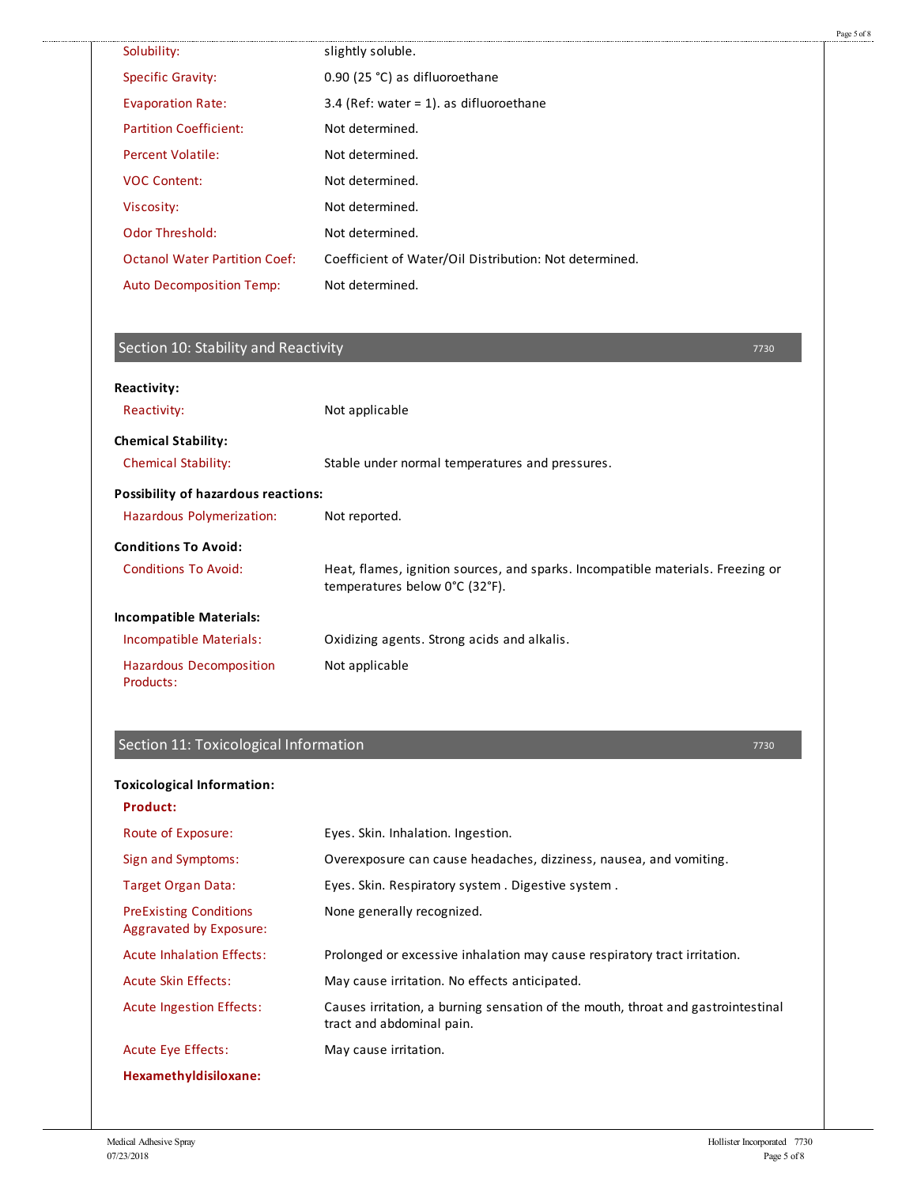| | |
|---|---|
| Solubility: | slightly soluble. |
| Specific Gravity: | 0.90 (25 °C) as difluoroethane |
| Evaporation Rate: | 3.4 (Ref: water = 1). as difluoroethane |
| Partition Coefficient: | Not determined. |
| Percent Volatile: | Not determined. |
| VOC Content: | Not determined. |
| Viscosity: | Not determined. |
| Odor Threshold: | Not determined. |
| Octanol Water Partition Coef: | Coefficient of Water/Oil Distribution: Not determined. |
| Auto Decomposition Temp: | Not determined. |

## Section 10: Stability and Reactivity

7730

**Reactivity:**

| | |
|---|---|
| Reactivity: | Not applicable |

**Chemical Stability:**

| | |
|---|---|
| Chemical Stability: | Stable under normal temperatures and pressures. |

**Possibility of hazardous reactions:**

| | |
|---|---|
| Hazardous Polymerization: | Not reported. |

**Conditions To Avoid:**

| | |
|---|---|
| Conditions To Avoid: | Heat, flames, ignition sources, and sparks. Incompatible materials. Freezing or temperatures below 0°C (32°F). |

**Incompatible Materials:**

| | |
|---|---|
| Incompatible Materials: | Oxidizing agents. Strong acids and alkalis. |
| Hazardous Decomposition Products: | Not applicable |

## Section 11: Toxicological Information

7730

**Toxicological Information:**

**Product:**

| | |
|---|---|
| Route of Exposure: | Eyes. Skin. Inhalation. Ingestion. |
| Sign and Symptoms: | Overexposure can cause headaches, dizziness, nausea, and vomiting. |
| Target Organ Data: | Eyes. Skin. Respiratory system . Digestive system . |
| PreExisting Conditions Aggravated by Exposure: | None generally recognized. |
| Acute Inhalation Effects: | Prolonged or excessive inhalation may cause respiratory tract irritation. |
| Acute Skin Effects: | May cause irritation. No effects anticipated. |
| Acute Ingestion Effects: | Causes irritation, a burning sensation of the mouth, throat and gastrointestinal tract and abdominal pain. |
| Acute Eye Effects: | May cause irritation. |

**Hexamethyldisiloxane:**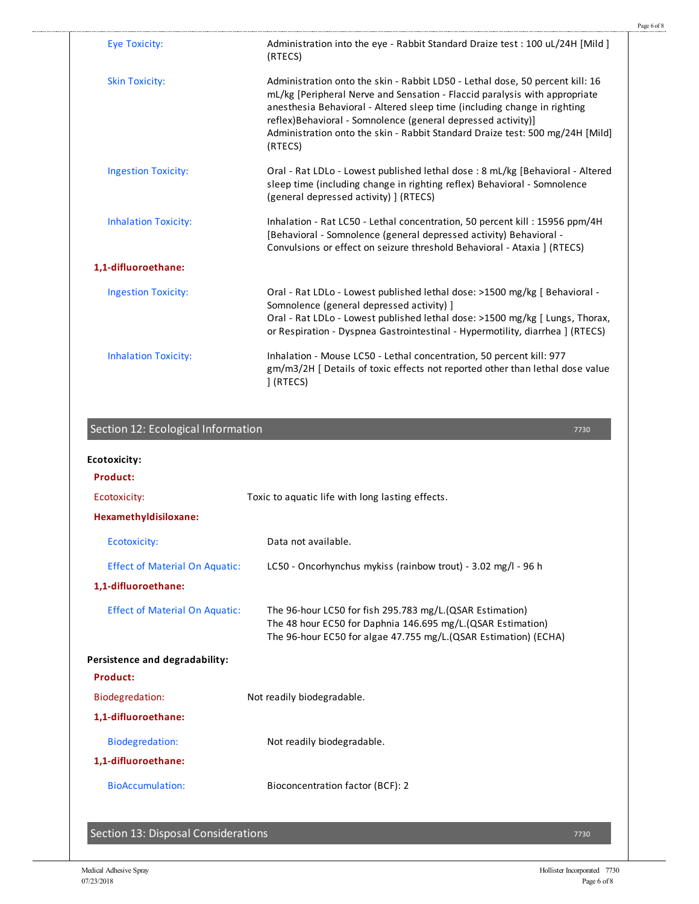**Eye Toxicity:** Administration into the eye - Rabbit Standard Draize test : 100 uL/24H [Mild ] (RTECS)

**Skin Toxicity:** Administration onto the skin - Rabbit LD50 - Lethal dose, 50 percent kill: 16 mL/kg [Peripheral Nerve and Sensation - Flaccid paralysis with appropriate anesthesia Behavioral - Altered sleep time (including change in righting reflex)Behavioral - Somnolence (general depressed activity)]
Administration onto the skin - Rabbit Standard Draize test: 500 mg/24H [Mild] (RTECS)

**Ingestion Toxicity:** Oral - Rat LDLo - Lowest published lethal dose : 8 mL/kg [Behavioral - Altered sleep time (including change in righting reflex) Behavioral - Somnolence (general depressed activity) ] (RTECS)

**Inhalation Toxicity:** Inhalation - Rat LC50 - Lethal concentration, 50 percent kill : 15956 ppm/4H [Behavioral - Somnolence (general depressed activity) Behavioral - Convulsions or effect on seizure threshold Behavioral - Ataxia ] (RTECS)

**1,1-difluoroethane:**

**Ingestion Toxicity:** Oral - Rat LDLo - Lowest published lethal dose: >1500 mg/kg [ Behavioral - Somnolence (general depressed activity) ]
Oral - Rat LDLo - Lowest published lethal dose: >1500 mg/kg [ Lungs, Thorax, or Respiration - Dyspnea Gastrointestinal - Hypermotility, diarrhea ] (RTECS)

**Inhalation Toxicity:** Inhalation - Mouse LC50 - Lethal concentration, 50 percent kill: 977 gm/m3/2H [ Details of toxic effects not reported other than lethal dose value ] (RTECS)

## Section 12: Ecological Information

**Ecotoxicity:**

**Product:**

**Ecotoxicity:** Toxic to aquatic life with long lasting effects.

**Hexamethyldisiloxane:**

**Ecotoxicity:** Data not available.

**Effect of Material On Aquatic:** LC50 - Oncorhynchus mykiss (rainbow trout) - 3.02 mg/l - 96 h

**1,1-difluoroethane:**

**Effect of Material On Aquatic:** The 96-hour LC50 for fish 295.783 mg/L.(QSAR Estimation)
The 48 hour EC50 for Daphnia 146.695 mg/L.(QSAR Estimation)
The 96-hour EC50 for algae 47.755 mg/L.(QSAR Estimation) (ECHA)

**Persistence and degradability:**

**Product:**

**Biodegredation:** Not readily biodegradable.

**1,1-difluoroethane:**

**Biodegredation:** Not readily biodegradable.

**1,1-difluoroethane:**

**BioAccumulation:** Bioconcentration factor (BCF): 2

## Section 13: Disposal Considerations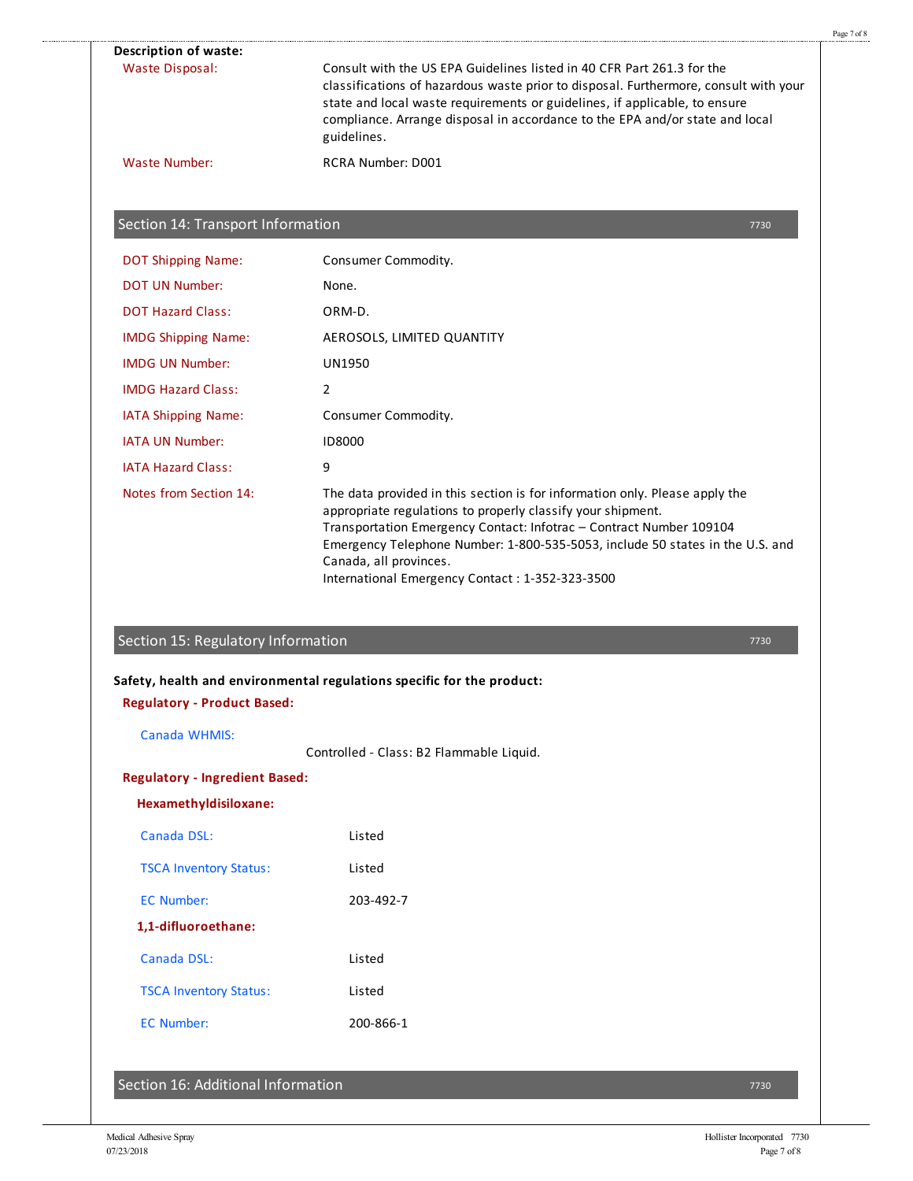**Description of waste:**

| | |
|---|---|
| Waste Disposal: | Consult with the US EPA Guidelines listed in 40 CFR Part 261.3 for the classifications of hazardous waste prior to disposal. Furthermore, consult with your state and local waste requirements or guidelines, if applicable, to ensure compliance. Arrange disposal in accordance to the EPA and/or state and local guidelines. |
| Waste Number: | RCRA Number: D001 |

## Section 14: Transport Information

| | |
|---|---|
| DOT Shipping Name: | Consumer Commodity. |
| DOT UN Number: | None. |
| DOT Hazard Class: | ORM-D. |
| IMDG Shipping Name: | AEROSOLS, LIMITED QUANTITY |
| IMDG UN Number: | UN1950 |
| IMDG Hazard Class: | 2 |
| IATA Shipping Name: | Consumer Commodity. |
| IATA UN Number: | ID8000 |
| IATA Hazard Class: | 9 |
| Notes from Section 14: | The data provided in this section is for information only. Please apply the appropriate regulations to properly classify your shipment. Transportation Emergency Contact: Infotrac – Contract Number 109104 Emergency Telephone Number: 1-800-535-5053, include 50 states in the U.S. and Canada, all provinces. International Emergency Contact : 1-352-323-3500 |

## Section 15: Regulatory Information

**Safety, health and environmental regulations specific for the product:**

**Regulatory - Product Based:**

Canada WHMIS:

Controlled - Class: B2 Flammable Liquid.

**Regulatory - Ingredient Based:**

**Hexamethyldisiloxane:**

| | |
|---|---|
| Canada DSL: | Listed |
| TSCA Inventory Status: | Listed |
| EC Number: | 203-492-7 |

**1,1-difluoroethane:**

| | |
|---|---|
| Canada DSL: | Listed |
| TSCA Inventory Status: | Listed |
| EC Number: | 200-866-1 |

## Section 16: Additional Information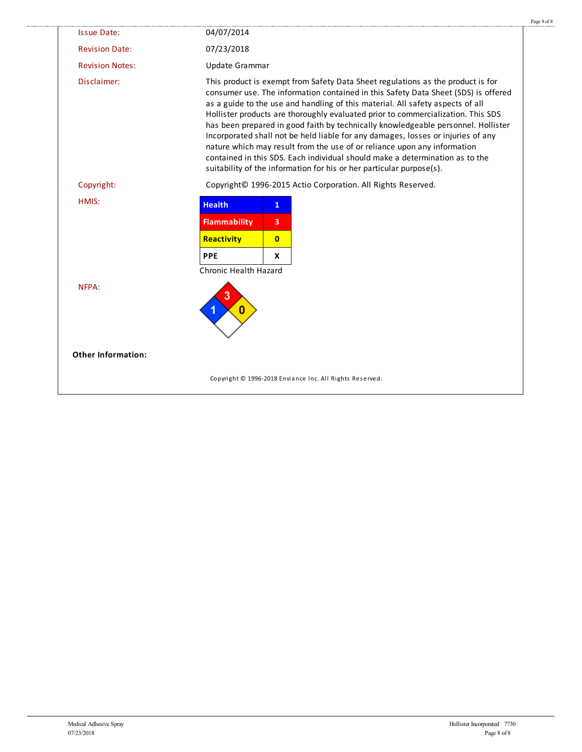Issue Date: 04/07/2014

Revision Date: 07/23/2018

Revision Notes: Update Grammar

Disclaimer: This product is exempt from Safety Data Sheet regulations as the product is for consumer use. The information contained in this Safety Data Sheet (SDS) is offered as a guide to the use and handling of this material. All safety aspects of all Hollister products are thoroughly evaluated prior to commercialization. This SDS has been prepared in good faith by technically knowledgeable personnel. Hollister Incorporated shall not be held liable for any damages, losses or injuries of any nature which may result from the use of or reliance upon any information contained in this SDS. Each individual should make a determination as to the suitability of the information for his or her particular purpose(s).

Copyright: Copyright© 1996-2015 Actio Corporation. All Rights Reserved.

HMIS:

| | |
|---|---|
| **Health** | **1** |
| **Flammability** | **3** |
| **Reactivity** | **0** |
| **PPE** | **X** |

Chronic Health Hazard

NFPA:

3

1 0

**Other Information:**

Copyright © 1996-2018 Enviance Inc. All Rights Reserved.